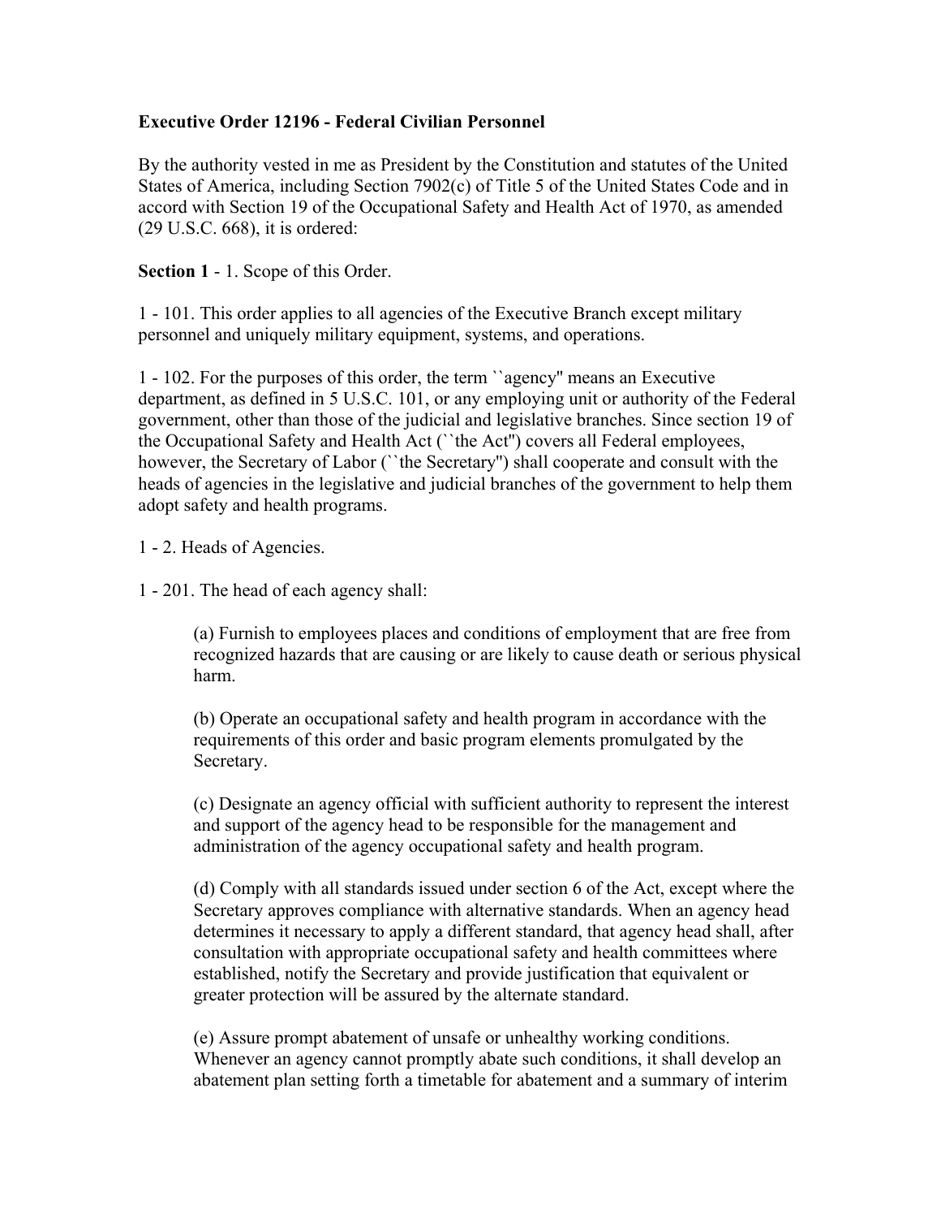**Executive Order 12196 - Federal Civilian Personnel**

By the authority vested in me as President by the Constitution and statutes of the United States of America, including Section 7902(c) of Title 5 of the United States Code and in accord with Section 19 of the Occupational Safety and Health Act of 1970, as amended (29 U.S.C. 668), it is ordered:

**Section 1** - 1. Scope of this Order.

1 - 101. This order applies to all agencies of the Executive Branch except military personnel and uniquely military equipment, systems, and operations.

1 - 102. For the purposes of this order, the term ``agency'' means an Executive department, as defined in 5 U.S.C. 101, or any employing unit or authority of the Federal government, other than those of the judicial and legislative branches. Since section 19 of the Occupational Safety and Health Act (``the Act'') covers all Federal employees, however, the Secretary of Labor (``the Secretary'') shall cooperate and consult with the heads of agencies in the legislative and judicial branches of the government to help them adopt safety and health programs.

1 - 2. Heads of Agencies.

1 - 201. The head of each agency shall:

> (a) Furnish to employees places and conditions of employment that are free from recognized hazards that are causing or are likely to cause death or serious physical harm.
>
> (b) Operate an occupational safety and health program in accordance with the requirements of this order and basic program elements promulgated by the Secretary.
>
> (c) Designate an agency official with sufficient authority to represent the interest and support of the agency head to be responsible for the management and administration of the agency occupational safety and health program.
>
> (d) Comply with all standards issued under section 6 of the Act, except where the Secretary approves compliance with alternative standards. When an agency head determines it necessary to apply a different standard, that agency head shall, after consultation with appropriate occupational safety and health committees where established, notify the Secretary and provide justification that equivalent or greater protection will be assured by the alternate standard.
>
> (e) Assure prompt abatement of unsafe or unhealthy working conditions. Whenever an agency cannot promptly abate such conditions, it shall develop an abatement plan setting forth a timetable for abatement and a summary of interim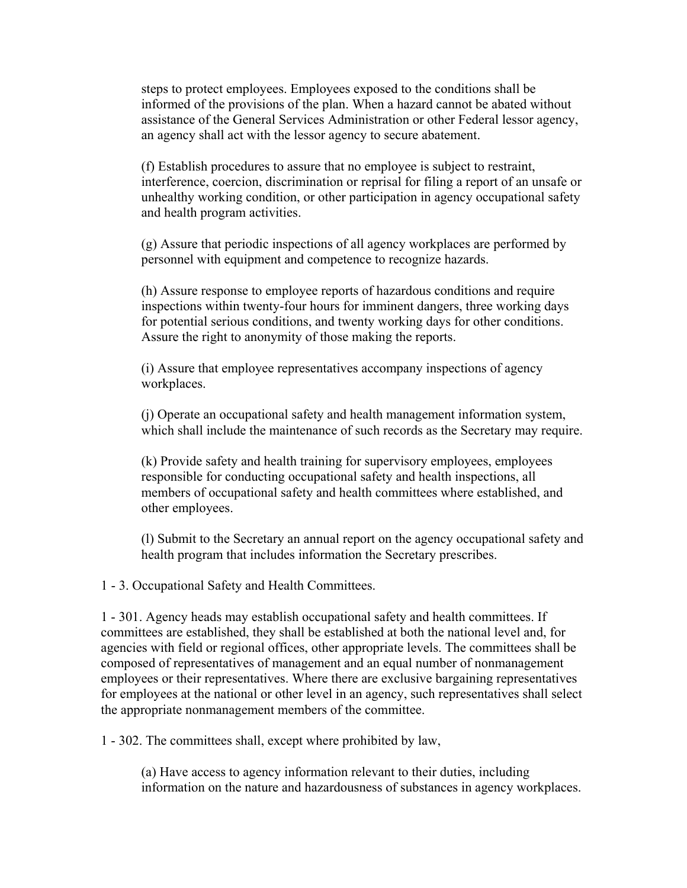steps to protect employees. Employees exposed to the conditions shall be informed of the provisions of the plan. When a hazard cannot be abated without assistance of the General Services Administration or other Federal lessor agency, an agency shall act with the lessor agency to secure abatement.

(f) Establish procedures to assure that no employee is subject to restraint, interference, coercion, discrimination or reprisal for filing a report of an unsafe or unhealthy working condition, or other participation in agency occupational safety and health program activities.

(g) Assure that periodic inspections of all agency workplaces are performed by personnel with equipment and competence to recognize hazards.

(h) Assure response to employee reports of hazardous conditions and require inspections within twenty-four hours for imminent dangers, three working days for potential serious conditions, and twenty working days for other conditions. Assure the right to anonymity of those making the reports.

(i) Assure that employee representatives accompany inspections of agency workplaces.

(j) Operate an occupational safety and health management information system, which shall include the maintenance of such records as the Secretary may require.

(k) Provide safety and health training for supervisory employees, employees responsible for conducting occupational safety and health inspections, all members of occupational safety and health committees where established, and other employees.

(l) Submit to the Secretary an annual report on the agency occupational safety and health program that includes information the Secretary prescribes.

1 - 3. Occupational Safety and Health Committees.

1 - 301. Agency heads may establish occupational safety and health committees. If committees are established, they shall be established at both the national level and, for agencies with field or regional offices, other appropriate levels. The committees shall be composed of representatives of management and an equal number of nonmanagement employees or their representatives. Where there are exclusive bargaining representatives for employees at the national or other level in an agency, such representatives shall select the appropriate nonmanagement members of the committee.

1 - 302. The committees shall, except where prohibited by law,

(a) Have access to agency information relevant to their duties, including information on the nature and hazardousness of substances in agency workplaces.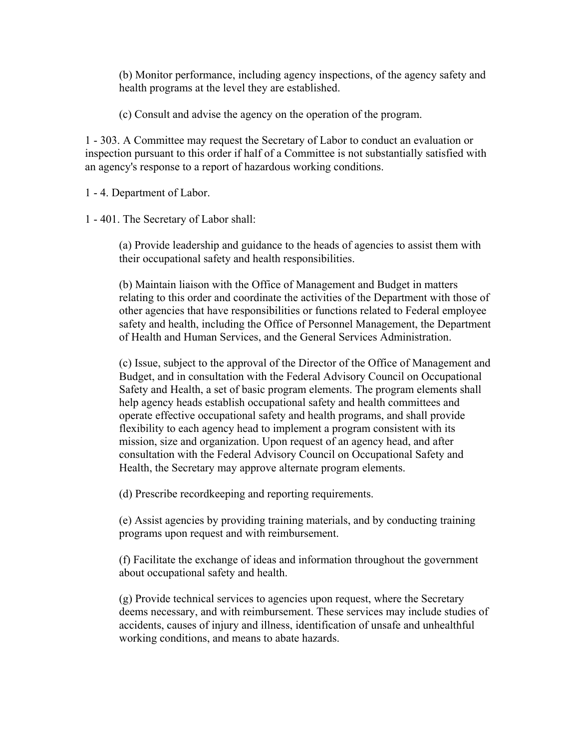(b) Monitor performance, including agency inspections, of the agency safety and health programs at the level they are established.

(c) Consult and advise the agency on the operation of the program.

1 - 303. A Committee may request the Secretary of Labor to conduct an evaluation or inspection pursuant to this order if half of a Committee is not substantially satisfied with an agency's response to a report of hazardous working conditions.

1 - 4. Department of Labor.

1 - 401. The Secretary of Labor shall:

(a) Provide leadership and guidance to the heads of agencies to assist them with their occupational safety and health responsibilities.

(b) Maintain liaison with the Office of Management and Budget in matters relating to this order and coordinate the activities of the Department with those of other agencies that have responsibilities or functions related to Federal employee safety and health, including the Office of Personnel Management, the Department of Health and Human Services, and the General Services Administration.

(c) Issue, subject to the approval of the Director of the Office of Management and Budget, and in consultation with the Federal Advisory Council on Occupational Safety and Health, a set of basic program elements. The program elements shall help agency heads establish occupational safety and health committees and operate effective occupational safety and health programs, and shall provide flexibility to each agency head to implement a program consistent with its mission, size and organization. Upon request of an agency head, and after consultation with the Federal Advisory Council on Occupational Safety and Health, the Secretary may approve alternate program elements.

(d) Prescribe recordkeeping and reporting requirements.

(e) Assist agencies by providing training materials, and by conducting training programs upon request and with reimbursement.

(f) Facilitate the exchange of ideas and information throughout the government about occupational safety and health.

(g) Provide technical services to agencies upon request, where the Secretary deems necessary, and with reimbursement. These services may include studies of accidents, causes of injury and illness, identification of unsafe and unhealthful working conditions, and means to abate hazards.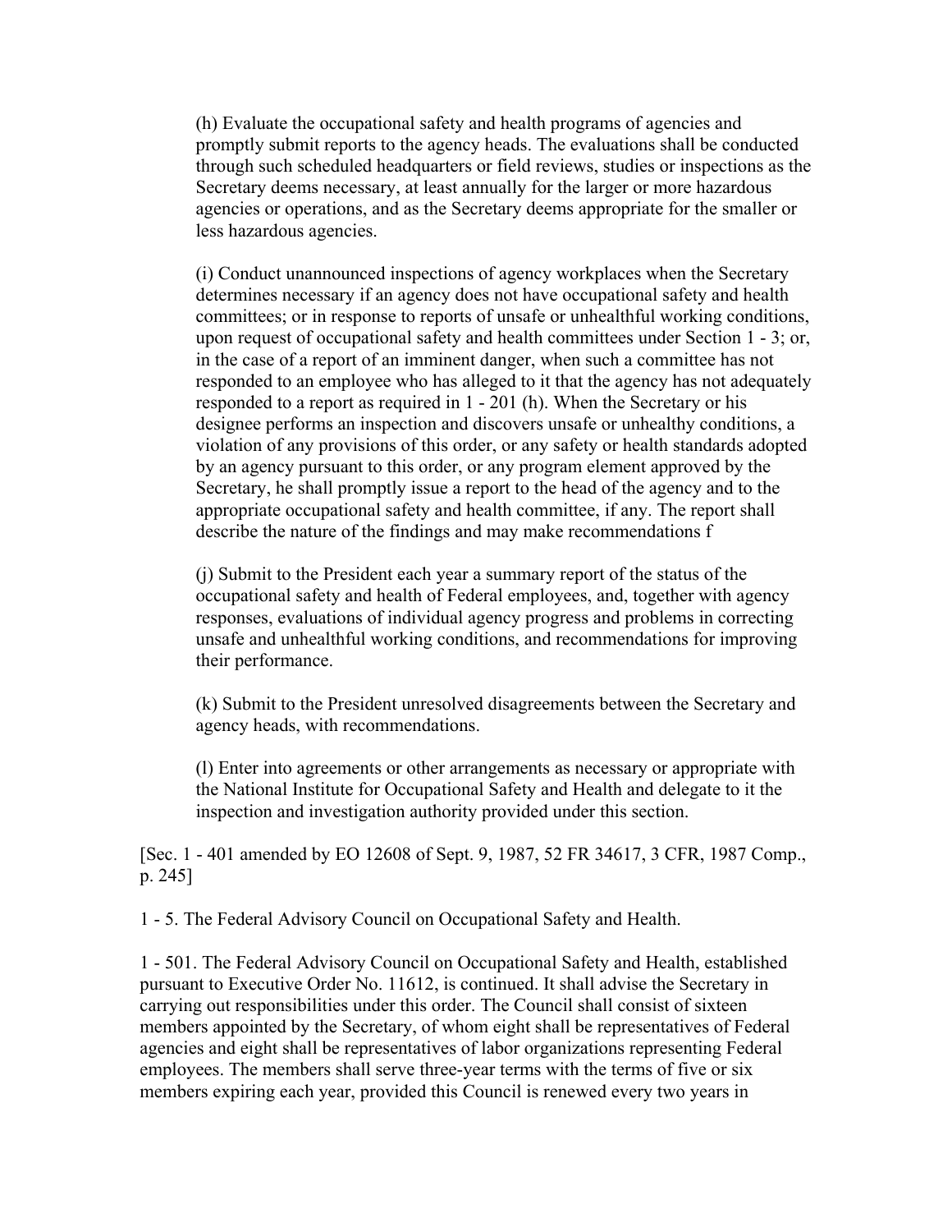(h) Evaluate the occupational safety and health programs of agencies and promptly submit reports to the agency heads. The evaluations shall be conducted through such scheduled headquarters or field reviews, studies or inspections as the Secretary deems necessary, at least annually for the larger or more hazardous agencies or operations, and as the Secretary deems appropriate for the smaller or less hazardous agencies.

(i) Conduct unannounced inspections of agency workplaces when the Secretary determines necessary if an agency does not have occupational safety and health committees; or in response to reports of unsafe or unhealthful working conditions, upon request of occupational safety and health committees under Section 1 - 3; or, in the case of a report of an imminent danger, when such a committee has not responded to an employee who has alleged to it that the agency has not adequately responded to a report as required in 1 - 201 (h). When the Secretary or his designee performs an inspection and discovers unsafe or unhealthy conditions, a violation of any provisions of this order, or any safety or health standards adopted by an agency pursuant to this order, or any program element approved by the Secretary, he shall promptly issue a report to the head of the agency and to the appropriate occupational safety and health committee, if any. The report shall describe the nature of the findings and may make recommendations f

(j) Submit to the President each year a summary report of the status of the occupational safety and health of Federal employees, and, together with agency responses, evaluations of individual agency progress and problems in correcting unsafe and unhealthful working conditions, and recommendations for improving their performance.

(k) Submit to the President unresolved disagreements between the Secretary and agency heads, with recommendations.

(l) Enter into agreements or other arrangements as necessary or appropriate with the National Institute for Occupational Safety and Health and delegate to it the inspection and investigation authority provided under this section.

[Sec. 1 - 401 amended by EO 12608 of Sept. 9, 1987, 52 FR 34617, 3 CFR, 1987 Comp., p. 245]

1 - 5. The Federal Advisory Council on Occupational Safety and Health.

1 - 501. The Federal Advisory Council on Occupational Safety and Health, established pursuant to Executive Order No. 11612, is continued. It shall advise the Secretary in carrying out responsibilities under this order. The Council shall consist of sixteen members appointed by the Secretary, of whom eight shall be representatives of Federal agencies and eight shall be representatives of labor organizations representing Federal employees. The members shall serve three-year terms with the terms of five or six members expiring each year, provided this Council is renewed every two years in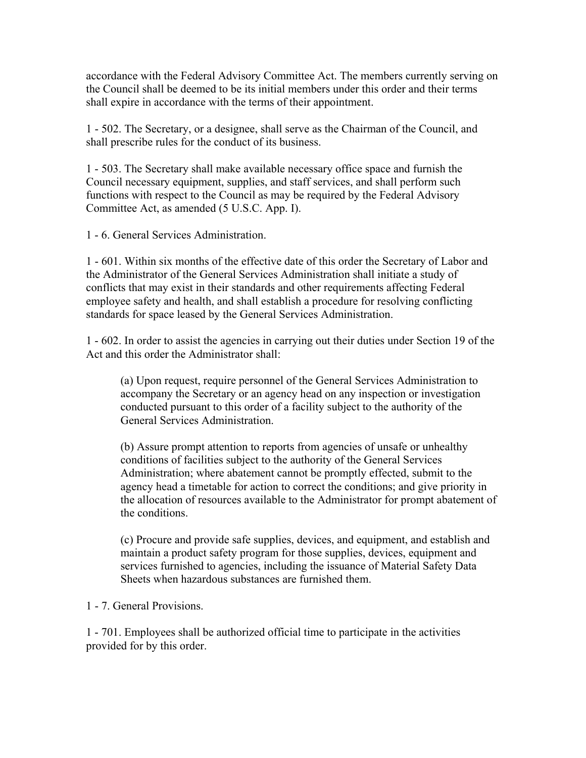accordance with the Federal Advisory Committee Act. The members currently serving on the Council shall be deemed to be its initial members under this order and their terms shall expire in accordance with the terms of their appointment.

1 - 502. The Secretary, or a designee, shall serve as the Chairman of the Council, and shall prescribe rules for the conduct of its business.

1 - 503. The Secretary shall make available necessary office space and furnish the Council necessary equipment, supplies, and staff services, and shall perform such functions with respect to the Council as may be required by the Federal Advisory Committee Act, as amended (5 U.S.C. App. I).

1 - 6. General Services Administration.

1 - 601. Within six months of the effective date of this order the Secretary of Labor and the Administrator of the General Services Administration shall initiate a study of conflicts that may exist in their standards and other requirements affecting Federal employee safety and health, and shall establish a procedure for resolving conflicting standards for space leased by the General Services Administration.

1 - 602. In order to assist the agencies in carrying out their duties under Section 19 of the Act and this order the Administrator shall:

(a) Upon request, require personnel of the General Services Administration to accompany the Secretary or an agency head on any inspection or investigation conducted pursuant to this order of a facility subject to the authority of the General Services Administration.

(b) Assure prompt attention to reports from agencies of unsafe or unhealthy conditions of facilities subject to the authority of the General Services Administration; where abatement cannot be promptly effected, submit to the agency head a timetable for action to correct the conditions; and give priority in the allocation of resources available to the Administrator for prompt abatement of the conditions.

(c) Procure and provide safe supplies, devices, and equipment, and establish and maintain a product safety program for those supplies, devices, equipment and services furnished to agencies, including the issuance of Material Safety Data Sheets when hazardous substances are furnished them.

1 - 7. General Provisions.

1 - 701. Employees shall be authorized official time to participate in the activities provided for by this order.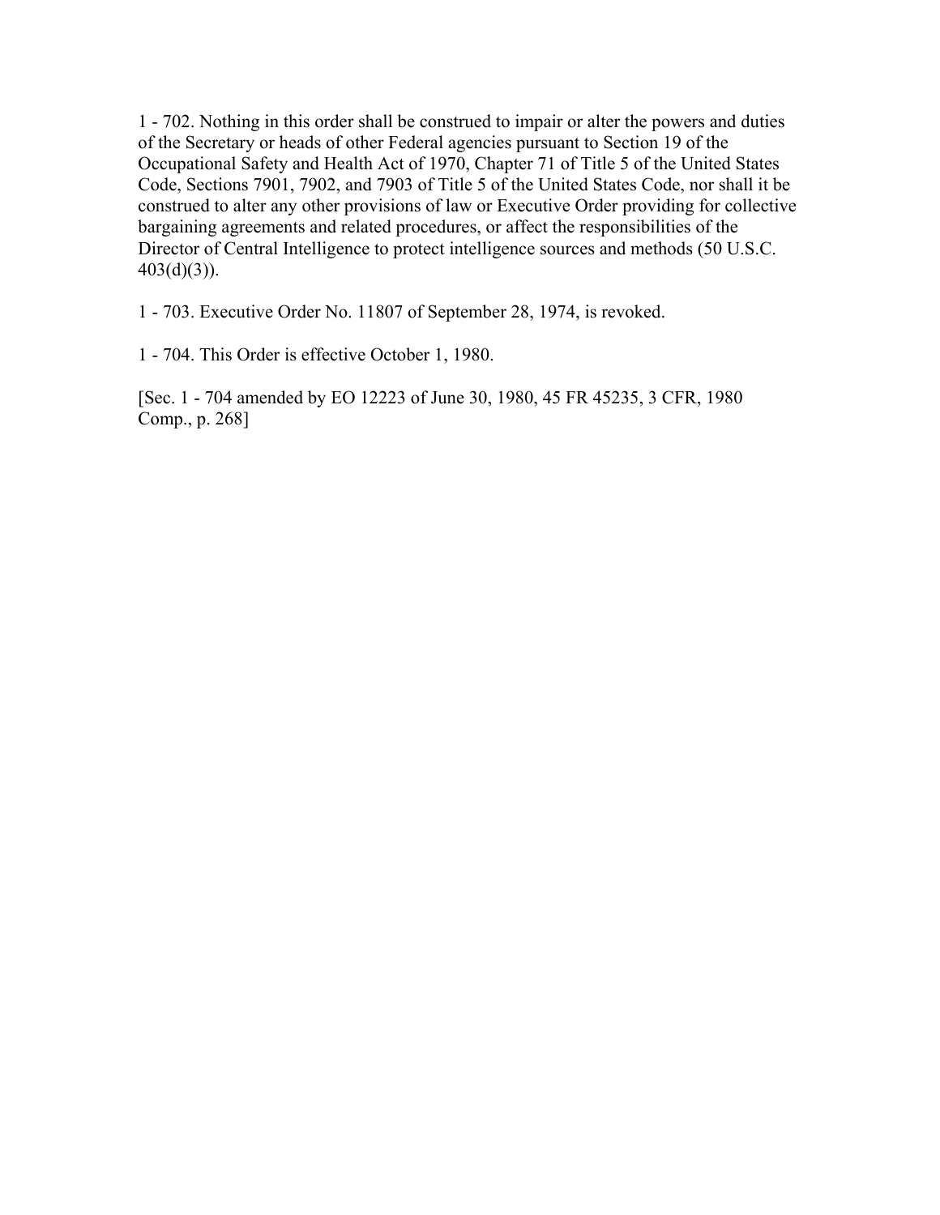1 - 702. Nothing in this order shall be construed to impair or alter the powers and duties of the Secretary or heads of other Federal agencies pursuant to Section 19 of the Occupational Safety and Health Act of 1970, Chapter 71 of Title 5 of the United States Code, Sections 7901, 7902, and 7903 of Title 5 of the United States Code, nor shall it be construed to alter any other provisions of law or Executive Order providing for collective bargaining agreements and related procedures, or affect the responsibilities of the Director of Central Intelligence to protect intelligence sources and methods (50 U.S.C. 403(d)(3)).

1 - 703. Executive Order No. 11807 of September 28, 1974, is revoked.

1 - 704. This Order is effective October 1, 1980.

[Sec. 1 - 704 amended by EO 12223 of June 30, 1980, 45 FR 45235, 3 CFR, 1980 Comp., p. 268]